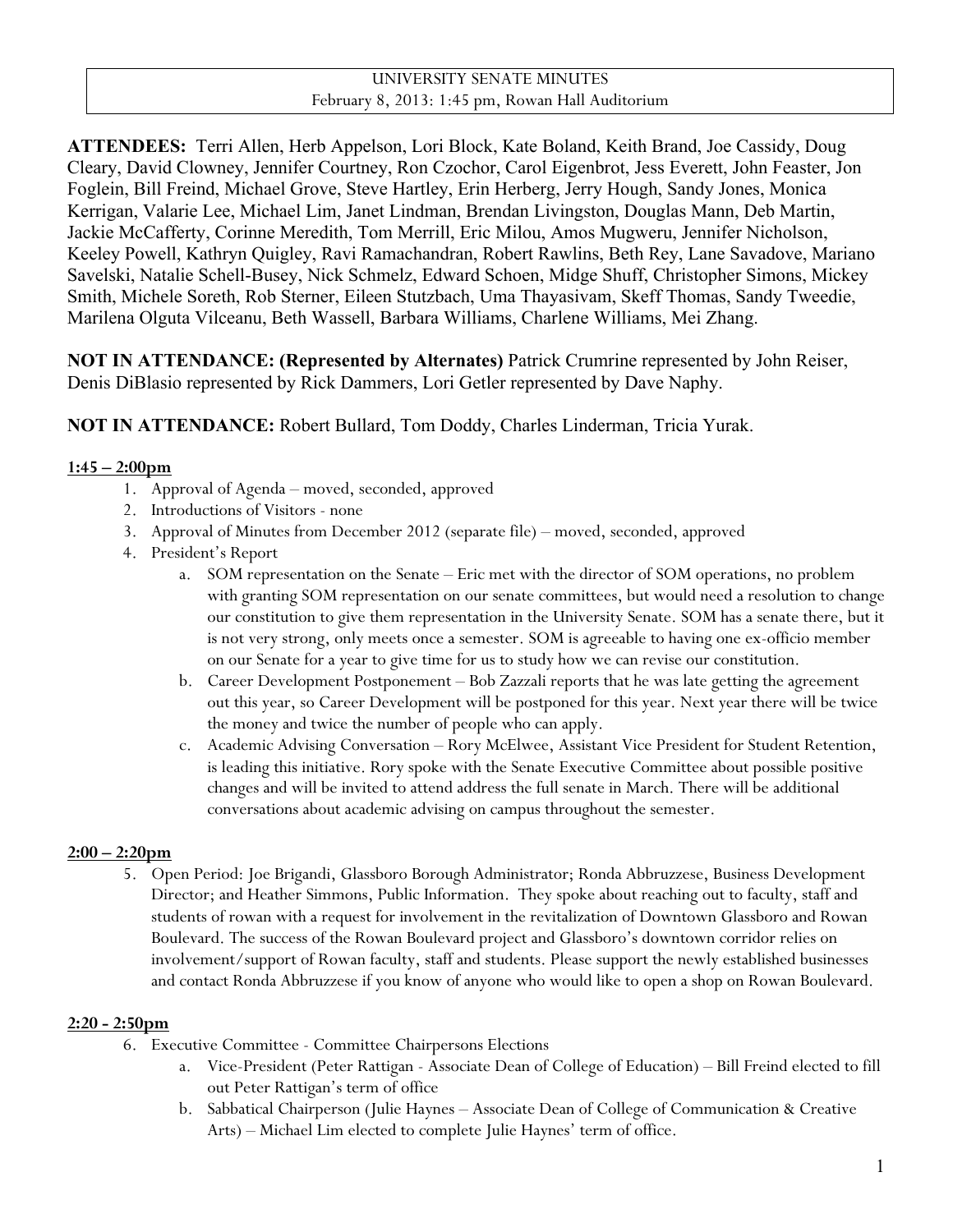UNIVERSITY SENATE MINUTES
February 8, 2013: 1:45 pm, Rowan Hall Auditorium

**ATTENDEES:** Terri Allen, Herb Appelson, Lori Block, Kate Boland, Keith Brand, Joe Cassidy, Doug Cleary, David Clowney, Jennifer Courtney, Ron Czochor, Carol Eigenbrot, Jess Everett, John Feaster, Jon Foglein, Bill Freind, Michael Grove, Steve Hartley, Erin Herberg, Jerry Hough, Sandy Jones, Monica Kerrigan, Valarie Lee, Michael Lim, Janet Lindman, Brendan Livingston, Douglas Mann, Deb Martin, Jackie McCafferty, Corinne Meredith, Tom Merrill, Eric Milou, Amos Mugweru, Jennifer Nicholson, Keeley Powell, Kathryn Quigley, Ravi Ramachandran, Robert Rawlins, Beth Rey, Lane Savadove, Mariano Savelski, Natalie Schell-Busey, Nick Schmelz, Edward Schoen, Midge Shuff, Christopher Simons, Mickey Smith, Michele Soreth, Rob Sterner, Eileen Stutzbach, Uma Thayasivam, Skeff Thomas, Sandy Tweedie, Marilena Olguta Vilceanu, Beth Wassell, Barbara Williams, Charlene Williams, Mei Zhang.

**NOT IN ATTENDANCE: (Represented by Alternates)** Patrick Crumrine represented by John Reiser, Denis DiBlasio represented by Rick Dammers, Lori Getler represented by Dave Naphy.

**NOT IN ATTENDANCE:** Robert Bullard, Tom Doddy, Charles Linderman, Tricia Yurak.

**1:45 – 2:00pm**

1. Approval of Agenda – moved, seconded, approved
2. Introductions of Visitors - none
3. Approval of Minutes from December 2012 (separate file) – moved, seconded, approved
4. President's Report
   a. SOM representation on the Senate – Eric met with the director of SOM operations, no problem with granting SOM representation on our senate committees, but would need a resolution to change our constitution to give them representation in the University Senate. SOM has a senate there, but it is not very strong, only meets once a semester. SOM is agreeable to having one ex-officio member on our Senate for a year to give time for us to study how we can revise our constitution.
   b. Career Development Postponement – Bob Zazzali reports that he was late getting the agreement out this year, so Career Development will be postponed for this year. Next year there will be twice the money and twice the number of people who can apply.
   c. Academic Advising Conversation – Rory McElwee, Assistant Vice President for Student Retention, is leading this initiative. Rory spoke with the Senate Executive Committee about possible positive changes and will be invited to attend address the full senate in March. There will be additional conversations about academic advising on campus throughout the semester.

**2:00 – 2:20pm**

5. Open Period: Joe Brigandi, Glassboro Borough Administrator; Ronda Abbruzzese, Business Development Director; and Heather Simmons, Public Information. They spoke about reaching out to faculty, staff and students of rowan with a request for involvement in the revitalization of Downtown Glassboro and Rowan Boulevard. The success of the Rowan Boulevard project and Glassboro's downtown corridor relies on involvement/support of Rowan faculty, staff and students. Please support the newly established businesses and contact Ronda Abbruzzese if you know of anyone who would like to open a shop on Rowan Boulevard.

**2:20 - 2:50pm**

6. Executive Committee - Committee Chairpersons Elections
   a. Vice-President (Peter Rattigan - Associate Dean of College of Education) – Bill Freind elected to fill out Peter Rattigan's term of office
   b. Sabbatical Chairperson (Julie Haynes – Associate Dean of College of Communication & Creative Arts) – Michael Lim elected to complete Julie Haynes' term of office.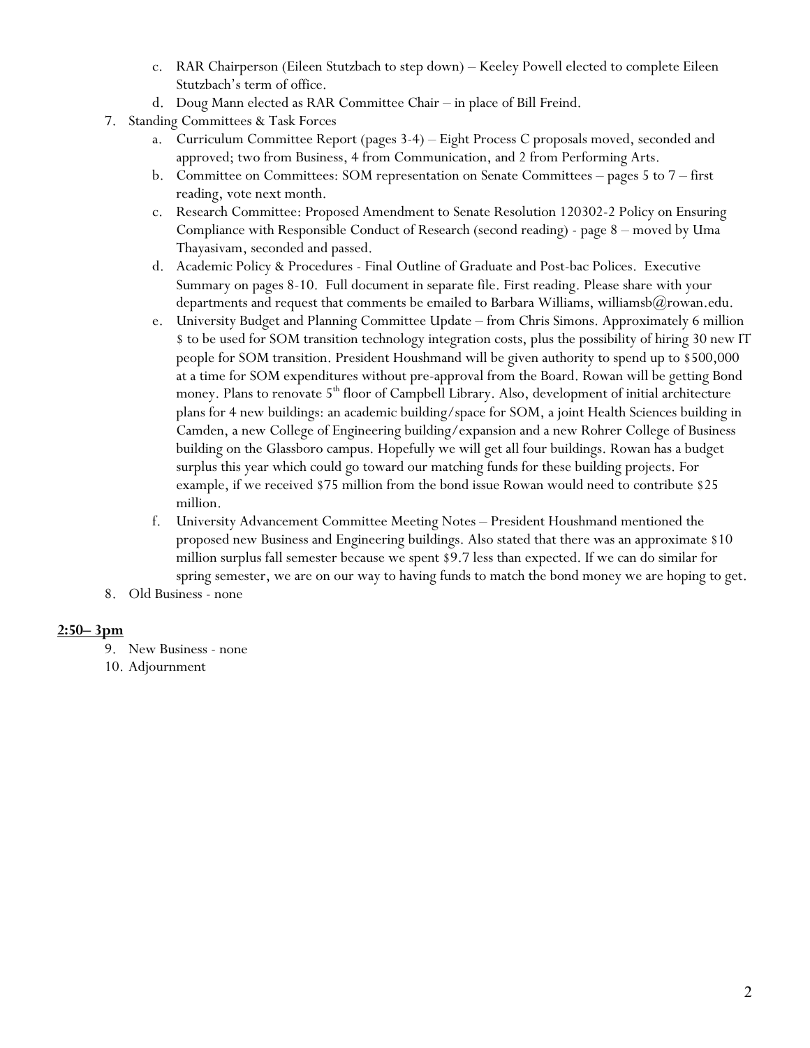c. RAR Chairperson (Eileen Stutzbach to step down) – Keeley Powell elected to complete Eileen Stutzbach's term of office.
   d. Doug Mann elected as RAR Committee Chair – in place of Bill Freind.
7. Standing Committees & Task Forces
   a. Curriculum Committee Report (pages 3-4) – Eight Process C proposals moved, seconded and approved; two from Business, 4 from Communication, and 2 from Performing Arts.
   b. Committee on Committees: SOM representation on Senate Committees – pages 5 to 7 – first reading, vote next month.
   c. Research Committee: Proposed Amendment to Senate Resolution 120302-2 Policy on Ensuring Compliance with Responsible Conduct of Research (second reading) - page 8 – moved by Uma Thayasivam, seconded and passed.
   d. Academic Policy & Procedures - Final Outline of Graduate and Post-bac Polices. Executive Summary on pages 8-10. Full document in separate file. First reading. Please share with your departments and request that comments be emailed to Barbara Williams, williamsb@rowan.edu.
   e. University Budget and Planning Committee Update – from Chris Simons. Approximately 6 million $ to be used for SOM transition technology integration costs, plus the possibility of hiring 30 new IT people for SOM transition. President Houshmand will be given authority to spend up to $500,000 at a time for SOM expenditures without pre-approval from the Board. Rowan will be getting Bond money. Plans to renovate 5th floor of Campbell Library. Also, development of initial architecture plans for 4 new buildings: an academic building/space for SOM, a joint Health Sciences building in Camden, a new College of Engineering building/expansion and a new Rohrer College of Business building on the Glassboro campus. Hopefully we will get all four buildings. Rowan has a budget surplus this year which could go toward our matching funds for these building projects. For example, if we received $75 million from the bond issue Rowan would need to contribute $25 million.
   f. University Advancement Committee Meeting Notes – President Houshmand mentioned the proposed new Business and Engineering buildings. Also stated that there was an approximate $10 million surplus fall semester because we spent $9.7 less than expected. If we can do similar for spring semester, we are on our way to having funds to match the bond money we are hoping to get.
8. Old Business - none

**<u>2:50– 3pm</u>**

9. New Business - none
10. Adjournment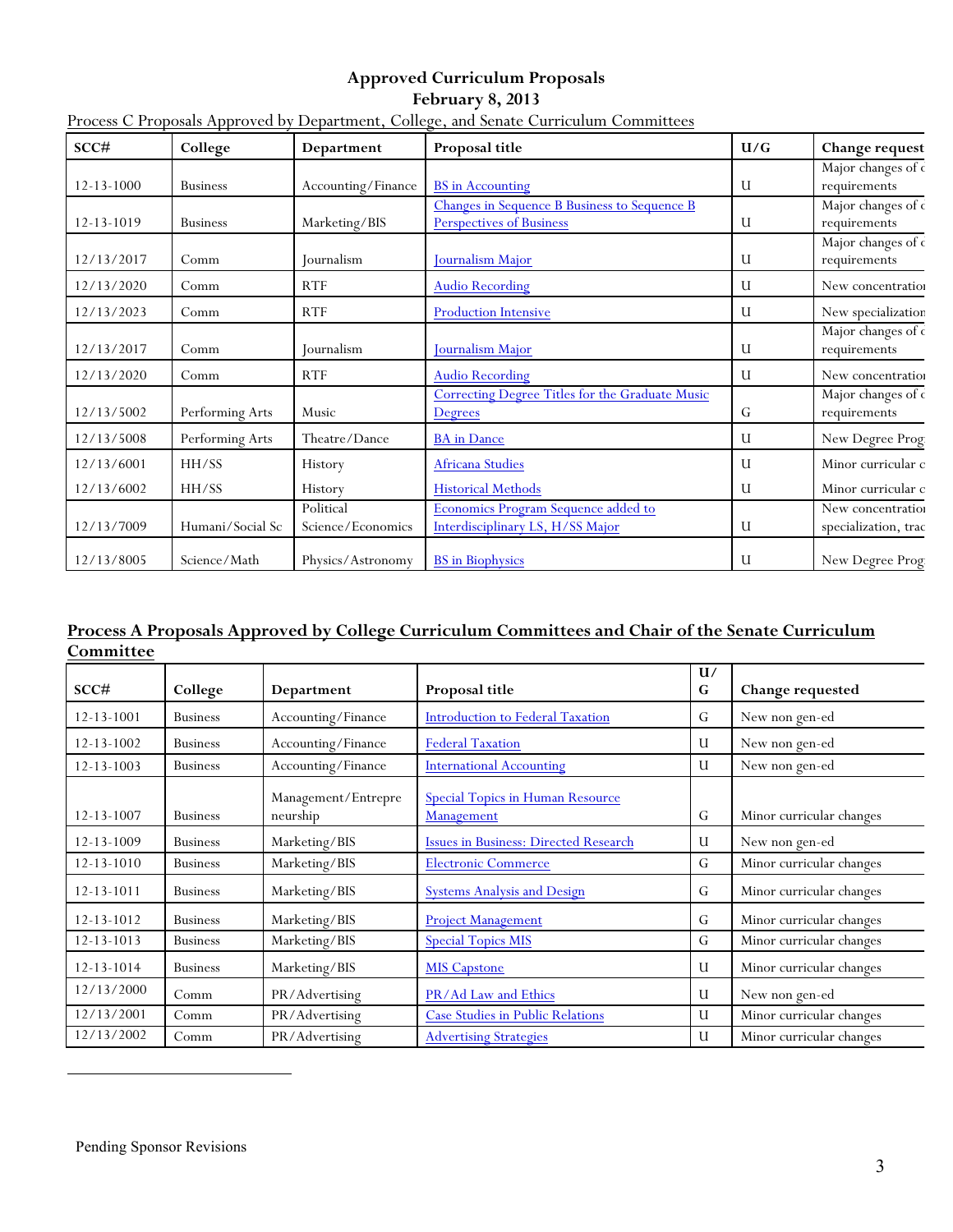**Approved Curriculum Proposals**
**February 8, 2013**

Process C Proposals Approved by Department, College, and Senate Curriculum Committees

| SCC# | College | Department | Proposal title | U/G | Change request |
|---|---|---|---|---|---|
| 12-13-1000 | Business | Accounting/Finance | BS in Accounting | U | Major changes of c requirements |
| 12-13-1019 | Business | Marketing/BIS | Changes in Sequence B Business to Sequence B Perspectives of Business | U | Major changes of c requirements |
| 12/13/2017 | Comm | Journalism | Journalism Major | U | Major changes of c requirements |
| 12/13/2020 | Comm | RTF | Audio Recording | U | New concentratio |
| 12/13/2023 | Comm | RTF | Production Intensive | U | New specialization |
| 12/13/2017 | Comm | Journalism | Journalism Major | U | Major changes of c requirements |
| 12/13/2020 | Comm | RTF | Audio Recording | U | New concentratio |
| 12/13/5002 | Performing Arts | Music | Correcting Degree Titles for the Graduate Music Degrees | G | Major changes of c requirements |
| 12/13/5008 | Performing Arts | Theatre/Dance | BA in Dance | U | New Degree Prog |
| 12/13/6001 | HH/SS | History | Africana Studies | U | Minor curricular c |
| 12/13/6002 | HH/SS | History | Historical Methods | U | Minor curricular c |
| 12/13/7009 | Humani/Social Sc | Political Science/Economics | Economics Program Sequence added to Interdisciplinary LS, H/SS Major | U | New concentratio specialization, trac |
| 12/13/8005 | Science/Math | Physics/Astronomy | BS in Biophysics | U | New Degree Prog |

**Process A Proposals Approved by College Curriculum Committees and Chair of the Senate Curriculum Committee**

| SCC# | College | Department | Proposal title | U/G | Change requested |
|---|---|---|---|---|---|
| 12-13-1001 | Business | Accounting/Finance | Introduction to Federal Taxation | G | New non gen-ed |
| 12-13-1002 | Business | Accounting/Finance | Federal Taxation | U | New non gen-ed |
| 12-13-1003 | Business | Accounting/Finance | International Accounting | U | New non gen-ed |
| 12-13-1007 | Business | Management/Entrepreneurship | Special Topics in Human Resource Management | G | Minor curricular changes |
| 12-13-1009 | Business | Marketing/BIS | Issues in Business: Directed Research | U | New non gen-ed |
| 12-13-1010 | Business | Marketing/BIS | Electronic Commerce | G | Minor curricular changes |
| 12-13-1011 | Business | Marketing/BIS | Systems Analysis and Design | G | Minor curricular changes |
| 12-13-1012 | Business | Marketing/BIS | Project Management | G | Minor curricular changes |
| 12-13-1013 | Business | Marketing/BIS | Special Topics MIS | G | Minor curricular changes |
| 12-13-1014 | Business | Marketing/BIS | MIS Capstone | U | Minor curricular changes |
| 12/13/2000 | Comm | PR/Advertising | PR/Ad Law and Ethics | U | New non gen-ed |
| 12/13/2001 | Comm | PR/Advertising | Case Studies in Public Relations | U | Minor curricular changes |
| 12/13/2002 | Comm | PR/Advertising | Advertising Strategies | U | Minor curricular changes |

---

Pending Sponsor Revisions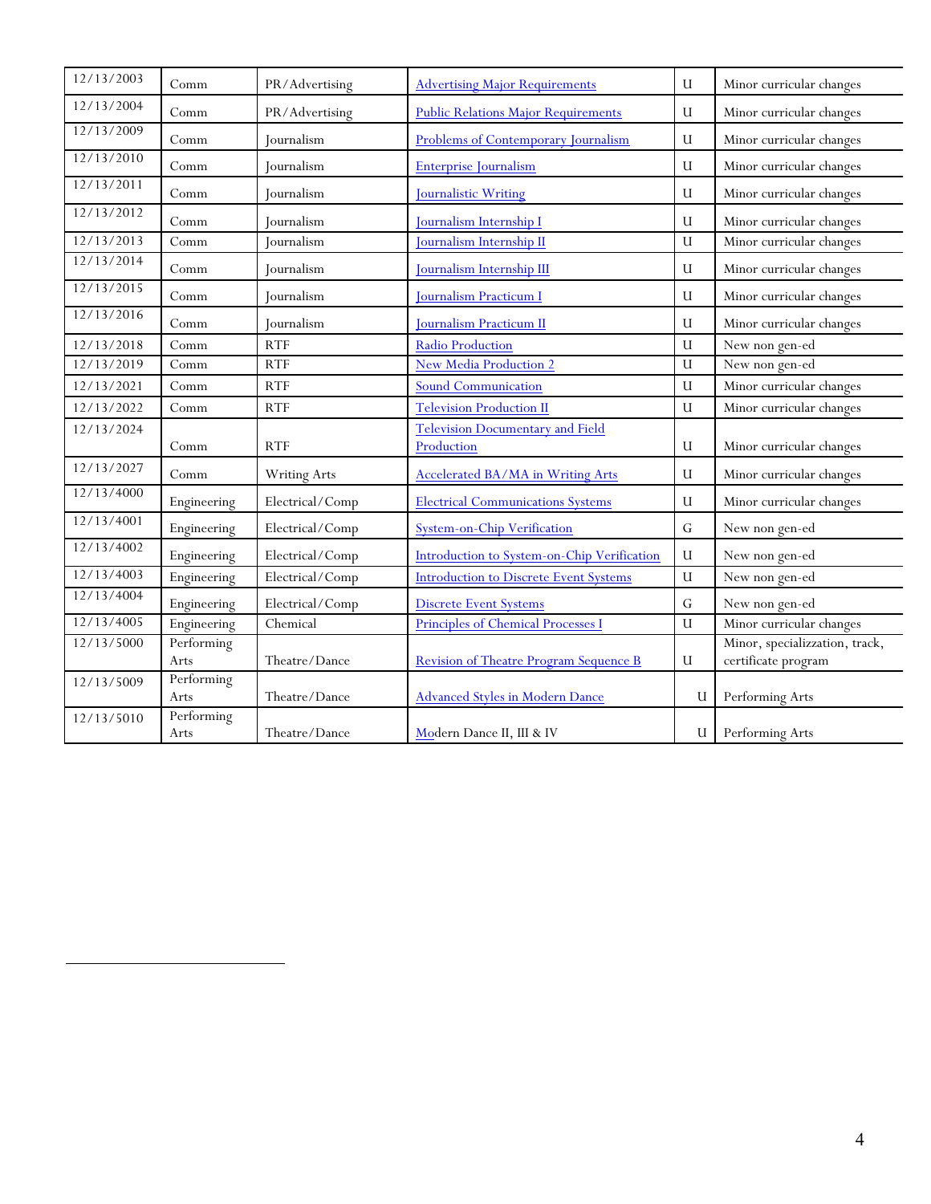| 12/13/2003 | Comm | PR/Advertising | Advertising Major Requirements | U | Minor curricular changes |
|---|---|---|---|---|---|
| 12/13/2004 | Comm | PR/Advertising | Public Relations Major Requirements | U | Minor curricular changes |
| 12/13/2009 | Comm | Journalism | Problems of Contemporary Journalism | U | Minor curricular changes |
| 12/13/2010 | Comm | Journalism | Enterprise Journalism | U | Minor curricular changes |
| 12/13/2011 | Comm | Journalism | Journalistic Writing | U | Minor curricular changes |
| 12/13/2012 | Comm | Journalism | Journalism Internship I | U | Minor curricular changes |
| 12/13/2013 | Comm | Journalism | Journalism Internship II | U | Minor curricular changes |
| 12/13/2014 | Comm | Journalism | Journalism Internship III | U | Minor curricular changes |
| 12/13/2015 | Comm | Journalism | Journalism Practicum I | U | Minor curricular changes |
| 12/13/2016 | Comm | Journalism | Journalism Practicum II | U | Minor curricular changes |
| 12/13/2018 | Comm | RTF | Radio Production | U | New non gen-ed |
| 12/13/2019 | Comm | RTF | New Media Production 2 | U | New non gen-ed |
| 12/13/2021 | Comm | RTF | Sound Communication | U | Minor curricular changes |
| 12/13/2022 | Comm | RTF | Television Production II | U | Minor curricular changes |
| 12/13/2024 | Comm | RTF | Television Documentary and Field Production | U | Minor curricular changes |
| 12/13/2027 | Comm | Writing Arts | Accelerated BA/MA in Writing Arts | U | Minor curricular changes |
| 12/13/4000 | Engineering | Electrical/Comp | Electrical Communications Systems | U | Minor curricular changes |
| 12/13/4001 | Engineering | Electrical/Comp | System-on-Chip Verification | G | New non gen-ed |
| 12/13/4002 | Engineering | Electrical/Comp | Introduction to System-on-Chip Verification | U | New non gen-ed |
| 12/13/4003 | Engineering | Electrical/Comp | Introduction to Discrete Event Systems | U | New non gen-ed |
| 12/13/4004 | Engineering | Electrical/Comp | Discrete Event Systems | G | New non gen-ed |
| 12/13/4005 | Engineering | Chemical | Principles of Chemical Processes I | U | Minor curricular changes |
| 12/13/5000 | Performing Arts | Theatre/Dance | Revision of Theatre Program Sequence B | U | Minor, specializzation, track, certificate program |
| 12/13/5009 | Performing Arts | Theatre/Dance | Advanced Styles in Modern Dance | U | Performing Arts |
| 12/13/5010 | Performing Arts | Theatre/Dance | Modern Dance II, III & IV | U | Performing Arts |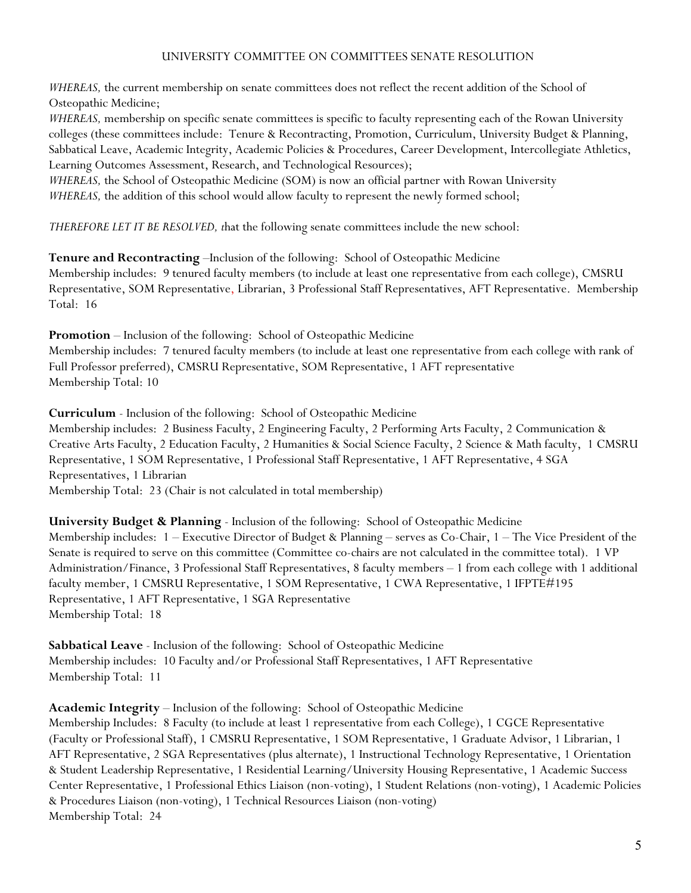UNIVERSITY COMMITTEE ON COMMITTEES SENATE RESOLUTION

*WHEREAS,* the current membership on senate committees does not reflect the recent addition of the School of Osteopathic Medicine;

*WHEREAS,* membership on specific senate committees is specific to faculty representing each of the Rowan University colleges (these committees include: Tenure & Recontracting, Promotion, Curriculum, University Budget & Planning, Sabbatical Leave, Academic Integrity, Academic Policies & Procedures, Career Development, Intercollegiate Athletics, Learning Outcomes Assessment, Research, and Technological Resources);

*WHEREAS,* the School of Osteopathic Medicine (SOM) is now an official partner with Rowan University

*WHEREAS,* the addition of this school would allow faculty to represent the newly formed school;

*THEREFORE LET IT BE RESOLVED, t*hat the following senate committees include the new school:

**Tenure and Recontracting** –Inclusion of the following: School of Osteopathic Medicine
Membership includes: 9 tenured faculty members (to include at least one representative from each college), CMSRU Representative, SOM Representative, Librarian, 3 Professional Staff Representatives, AFT Representative. Membership Total: 16

**Promotion** – Inclusion of the following: School of Osteopathic Medicine
Membership includes: 7 tenured faculty members (to include at least one representative from each college with rank of Full Professor preferred), CMSRU Representative, SOM Representative, 1 AFT representative
Membership Total: 10

**Curriculum** - Inclusion of the following: School of Osteopathic Medicine
Membership includes: 2 Business Faculty, 2 Engineering Faculty, 2 Performing Arts Faculty, 2 Communication & Creative Arts Faculty, 2 Education Faculty, 2 Humanities & Social Science Faculty, 2 Science & Math faculty, 1 CMSRU Representative, 1 SOM Representative, 1 Professional Staff Representative, 1 AFT Representative, 4 SGA Representatives, 1 Librarian
Membership Total: 23 (Chair is not calculated in total membership)

**University Budget & Planning** - Inclusion of the following: School of Osteopathic Medicine
Membership includes: 1 – Executive Director of Budget & Planning – serves as Co-Chair, 1 – The Vice President of the Senate is required to serve on this committee (Committee co-chairs are not calculated in the committee total). 1 VP Administration/Finance, 3 Professional Staff Representatives, 8 faculty members – 1 from each college with 1 additional faculty member, 1 CMSRU Representative, 1 SOM Representative, 1 CWA Representative, 1 IFPTE#195 Representative, 1 AFT Representative, 1 SGA Representative
Membership Total: 18

**Sabbatical Leave** - Inclusion of the following: School of Osteopathic Medicine
Membership includes: 10 Faculty and/or Professional Staff Representatives, 1 AFT Representative
Membership Total: 11

**Academic Integrity** – Inclusion of the following: School of Osteopathic Medicine
Membership Includes: 8 Faculty (to include at least 1 representative from each College), 1 CGCE Representative (Faculty or Professional Staff), 1 CMSRU Representative, 1 SOM Representative, 1 Graduate Advisor, 1 Librarian, 1 AFT Representative, 2 SGA Representatives (plus alternate), 1 Instructional Technology Representative, 1 Orientation & Student Leadership Representative, 1 Residential Learning/University Housing Representative, 1 Academic Success Center Representative, 1 Professional Ethics Liaison (non-voting), 1 Student Relations (non-voting), 1 Academic Policies & Procedures Liaison (non-voting), 1 Technical Resources Liaison (non-voting)
Membership Total: 24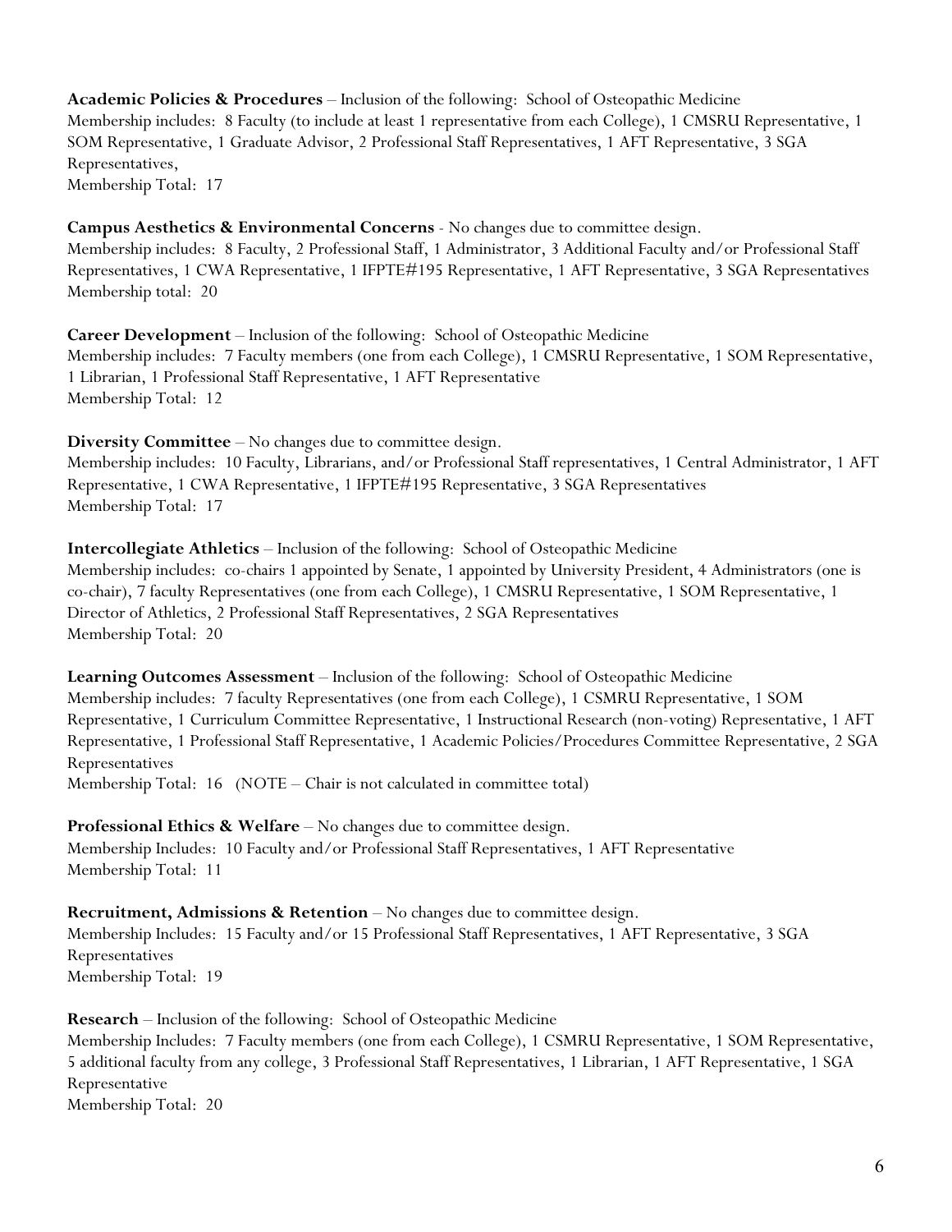**Academic Policies & Procedures** – Inclusion of the following: School of Osteopathic Medicine
Membership includes: 8 Faculty (to include at least 1 representative from each College), 1 CMSRU Representative, 1 SOM Representative, 1 Graduate Advisor, 2 Professional Staff Representatives, 1 AFT Representative, 3 SGA Representatives,
Membership Total: 17

**Campus Aesthetics & Environmental Concerns** - No changes due to committee design.
Membership includes: 8 Faculty, 2 Professional Staff, 1 Administrator, 3 Additional Faculty and/or Professional Staff Representatives, 1 CWA Representative, 1 IFPTE#195 Representative, 1 AFT Representative, 3 SGA Representatives
Membership total: 20

**Career Development** – Inclusion of the following: School of Osteopathic Medicine
Membership includes: 7 Faculty members (one from each College), 1 CMSRU Representative, 1 SOM Representative, 1 Librarian, 1 Professional Staff Representative, 1 AFT Representative
Membership Total: 12

**Diversity Committee** – No changes due to committee design.
Membership includes: 10 Faculty, Librarians, and/or Professional Staff representatives, 1 Central Administrator, 1 AFT Representative, 1 CWA Representative, 1 IFPTE#195 Representative, 3 SGA Representatives
Membership Total: 17

**Intercollegiate Athletics** – Inclusion of the following: School of Osteopathic Medicine
Membership includes: co-chairs 1 appointed by Senate, 1 appointed by University President, 4 Administrators (one is co-chair), 7 faculty Representatives (one from each College), 1 CMSRU Representative, 1 SOM Representative, 1 Director of Athletics, 2 Professional Staff Representatives, 2 SGA Representatives
Membership Total: 20

**Learning Outcomes Assessment** – Inclusion of the following: School of Osteopathic Medicine
Membership includes: 7 faculty Representatives (one from each College), 1 CSMRU Representative, 1 SOM Representative, 1 Curriculum Committee Representative, 1 Instructional Research (non-voting) Representative, 1 AFT Representative, 1 Professional Staff Representative, 1 Academic Policies/Procedures Committee Representative, 2 SGA Representatives
Membership Total: 16 (NOTE – Chair is not calculated in committee total)

**Professional Ethics & Welfare** – No changes due to committee design.
Membership Includes: 10 Faculty and/or Professional Staff Representatives, 1 AFT Representative
Membership Total: 11

**Recruitment, Admissions & Retention** – No changes due to committee design.
Membership Includes: 15 Faculty and/or 15 Professional Staff Representatives, 1 AFT Representative, 3 SGA Representatives
Membership Total: 19

**Research** – Inclusion of the following: School of Osteopathic Medicine
Membership Includes: 7 Faculty members (one from each College), 1 CSMRU Representative, 1 SOM Representative, 5 additional faculty from any college, 3 Professional Staff Representatives, 1 Librarian, 1 AFT Representative, 1 SGA Representative
Membership Total: 20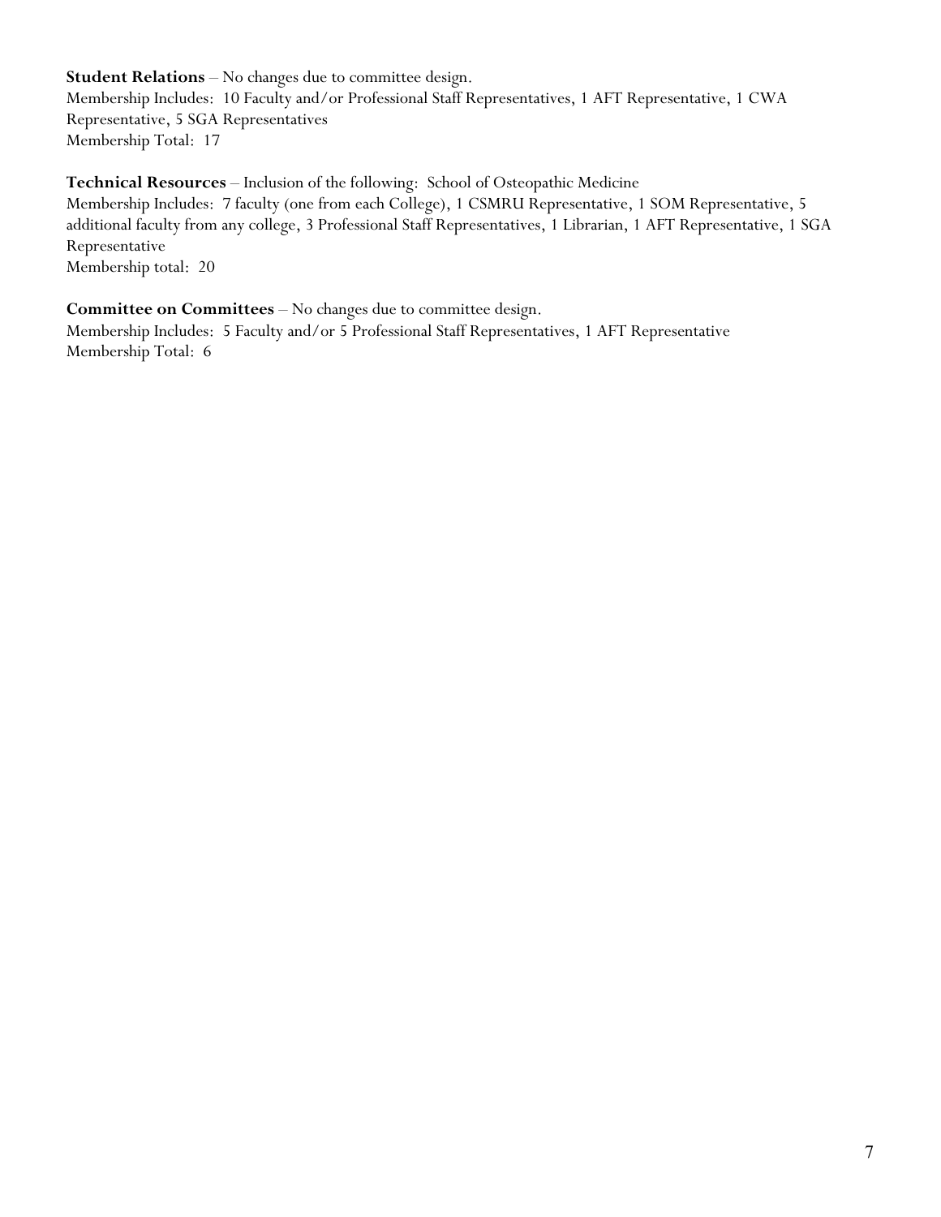**Student Relations** – No changes due to committee design.
Membership Includes: 10 Faculty and/or Professional Staff Representatives, 1 AFT Representative, 1 CWA Representative, 5 SGA Representatives
Membership Total: 17

**Technical Resources** – Inclusion of the following: School of Osteopathic Medicine
Membership Includes: 7 faculty (one from each College), 1 CSMRU Representative, 1 SOM Representative, 5 additional faculty from any college, 3 Professional Staff Representatives, 1 Librarian, 1 AFT Representative, 1 SGA Representative
Membership total: 20

**Committee on Committees** – No changes due to committee design.
Membership Includes: 5 Faculty and/or 5 Professional Staff Representatives, 1 AFT Representative
Membership Total: 6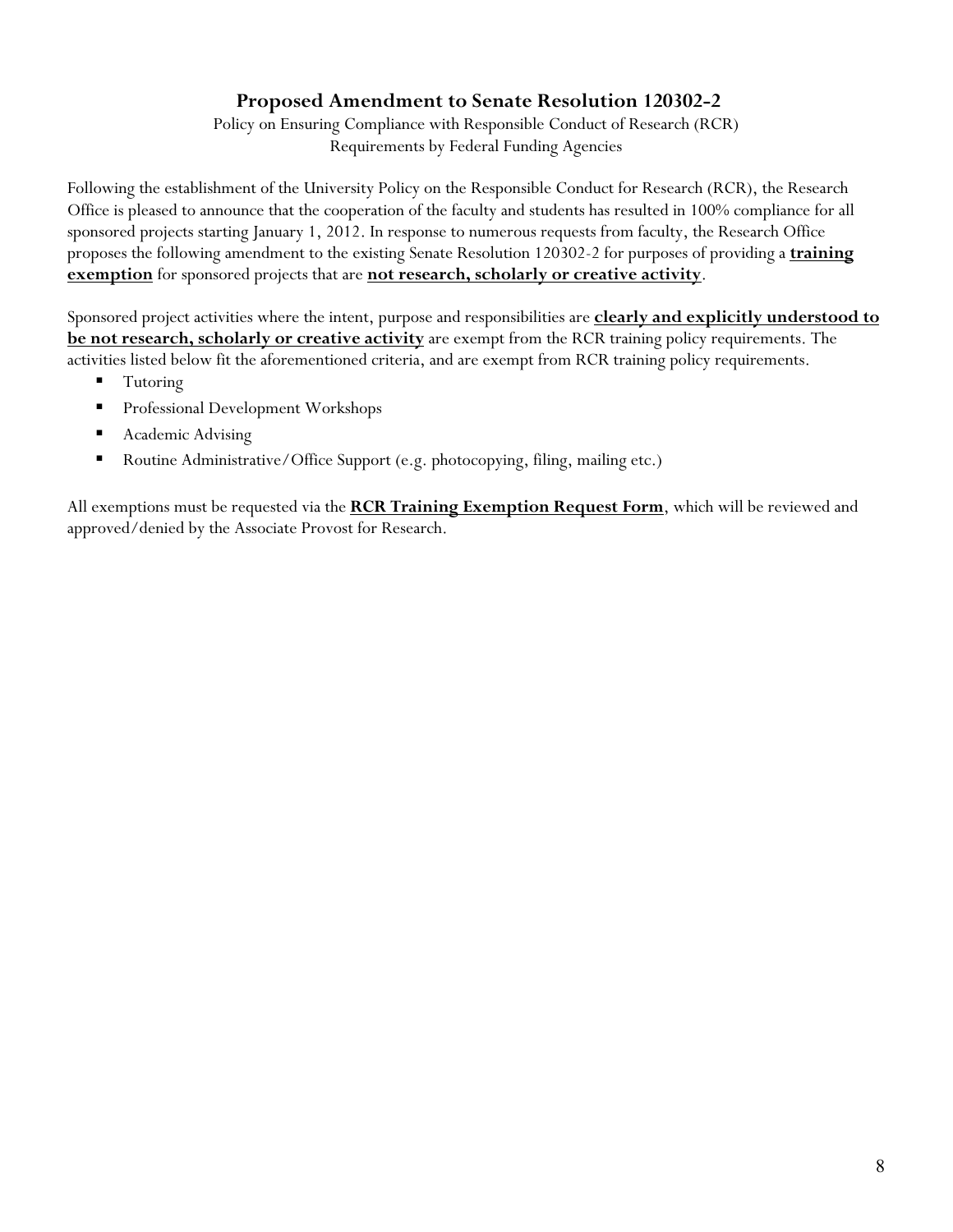## Proposed Amendment to Senate Resolution 120302-2

Policy on Ensuring Compliance with Responsible Conduct of Research (RCR)
Requirements by Federal Funding Agencies

Following the establishment of the University Policy on the Responsible Conduct for Research (RCR), the Research Office is pleased to announce that the cooperation of the faculty and students has resulted in 100% compliance for all sponsored projects starting January 1, 2012. In response to numerous requests from faculty, the Research Office proposes the following amendment to the existing Senate Resolution 120302-2 for purposes of providing a **training exemption** for sponsored projects that are **not research, scholarly or creative activity**.

Sponsored project activities where the intent, purpose and responsibilities are **clearly and explicitly understood to be not research, scholarly or creative activity** are exempt from the RCR training policy requirements. The activities listed below fit the aforementioned criteria, and are exempt from RCR training policy requirements.

- Tutoring
- Professional Development Workshops
- Academic Advising
- Routine Administrative/Office Support (e.g. photocopying, filing, mailing etc.)

All exemptions must be requested via the **RCR Training Exemption Request Form**, which will be reviewed and approved/denied by the Associate Provost for Research.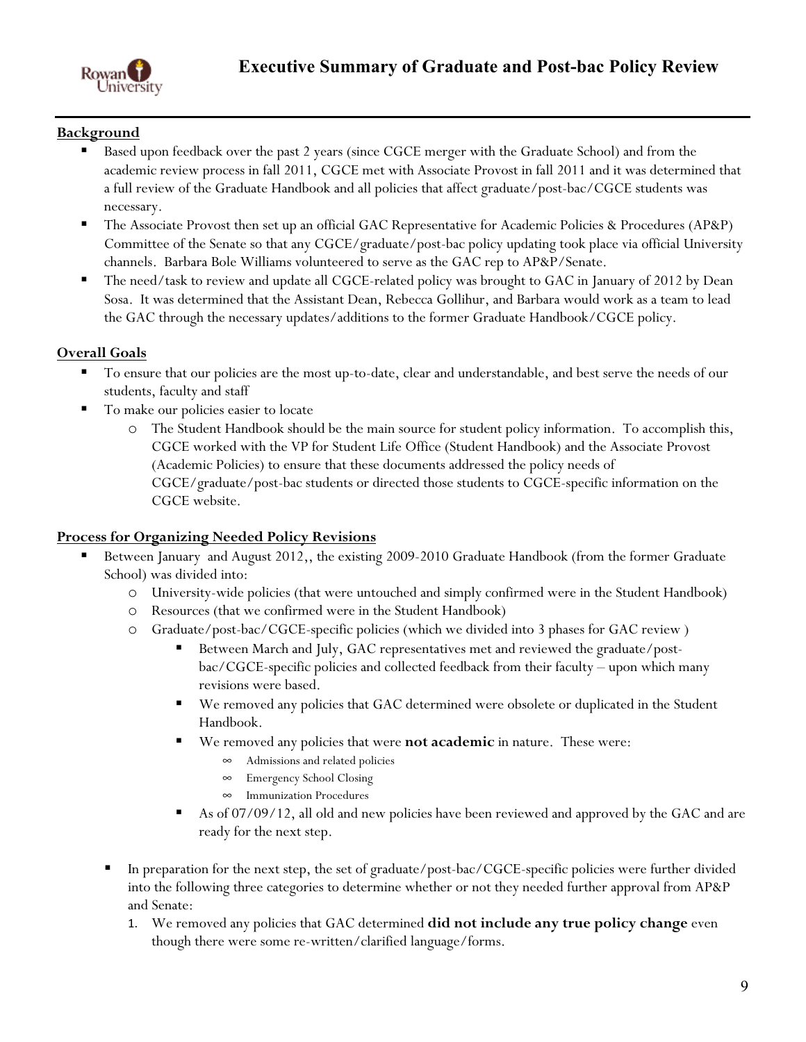# Executive Summary of Graduate and Post-bac Policy Review

**Background**

- Based upon feedback over the past 2 years (since CGCE merger with the Graduate School) and from the academic review process in fall 2011, CGCE met with Associate Provost in fall 2011 and it was determined that a full review of the Graduate Handbook and all policies that affect graduate/post-bac/CGCE students was necessary.
- The Associate Provost then set up an official GAC Representative for Academic Policies & Procedures (AP&P) Committee of the Senate so that any CGCE/graduate/post-bac policy updating took place via official University channels. Barbara Bole Williams volunteered to serve as the GAC rep to AP&P/Senate.
- The need/task to review and update all CGCE-related policy was brought to GAC in January of 2012 by Dean Sosa. It was determined that the Assistant Dean, Rebecca Gollihur, and Barbara would work as a team to lead the GAC through the necessary updates/additions to the former Graduate Handbook/CGCE policy.

**Overall Goals**

- To ensure that our policies are the most up-to-date, clear and understandable, and best serve the needs of our students, faculty and staff
- To make our policies easier to locate
  - The Student Handbook should be the main source for student policy information. To accomplish this, CGCE worked with the VP for Student Life Office (Student Handbook) and the Associate Provost (Academic Policies) to ensure that these documents addressed the policy needs of CGCE/graduate/post-bac students or directed those students to CGCE-specific information on the CGCE website.

**Process for Organizing Needed Policy Revisions**

- Between January and August 2012,, the existing 2009-2010 Graduate Handbook (from the former Graduate School) was divided into:
  - University-wide policies (that were untouched and simply confirmed were in the Student Handbook)
  - Resources (that we confirmed were in the Student Handbook)
  - Graduate/post-bac/CGCE-specific policies (which we divided into 3 phases for GAC review )
    - Between March and July, GAC representatives met and reviewed the graduate/post-bac/CGCE-specific policies and collected feedback from their faculty – upon which many revisions were based.
    - We removed any policies that GAC determined were obsolete or duplicated in the Student Handbook.
    - We removed any policies that were **not academic** in nature. These were:
      - Admissions and related policies
      - Emergency School Closing
      - Immunization Procedures
    - As of 07/09/12, all old and new policies have been reviewed and approved by the GAC and are ready for the next step.
- In preparation for the next step, the set of graduate/post-bac/CGCE-specific policies were further divided into the following three categories to determine whether or not they needed further approval from AP&P and Senate:
  1. We removed any policies that GAC determined **did not include any true policy change** even though there were some re-written/clarified language/forms.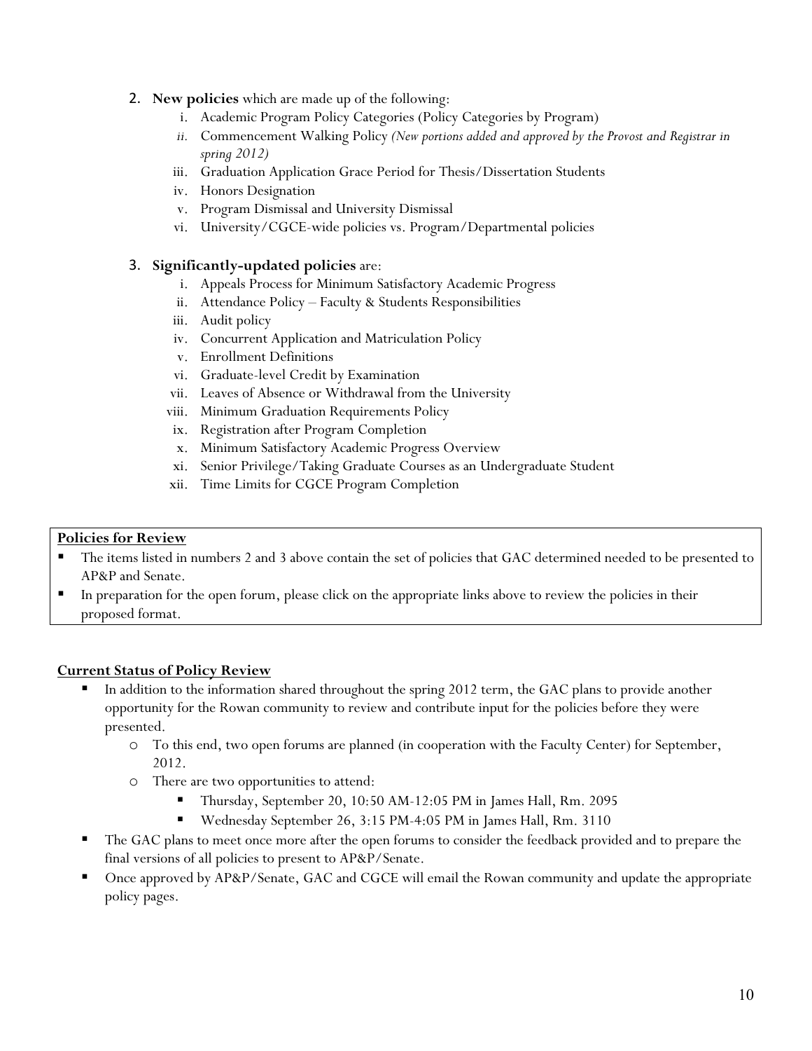2. **New policies** which are made up of the following:
    i. Academic Program Policy Categories (Policy Categories by Program)
    ii. Commencement Walking Policy *(New portions added and approved by the Provost and Registrar in spring 2012)*
    iii. Graduation Application Grace Period for Thesis/Dissertation Students
    iv. Honors Designation
    v. Program Dismissal and University Dismissal
    vi. University/CGCE-wide policies vs. Program/Departmental policies

3. **Significantly-updated policies** are:
    i. Appeals Process for Minimum Satisfactory Academic Progress
    ii. Attendance Policy – Faculty & Students Responsibilities
    iii. Audit policy
    iv. Concurrent Application and Matriculation Policy
    v. Enrollment Definitions
    vi. Graduate-level Credit by Examination
    vii. Leaves of Absence or Withdrawal from the University
    viii. Minimum Graduation Requirements Policy
    ix. Registration after Program Completion
    x. Minimum Satisfactory Academic Progress Overview
    xi. Senior Privilege/Taking Graduate Courses as an Undergraduate Student
    xii. Time Limits for CGCE Program Completion

**Policies for Review**

- The items listed in numbers 2 and 3 above contain the set of policies that GAC determined needed to be presented to AP&P and Senate.
- In preparation for the open forum, please click on the appropriate links above to review the policies in their proposed format.

**Current Status of Policy Review**

- In addition to the information shared throughout the spring 2012 term, the GAC plans to provide another opportunity for the Rowan community to review and contribute input for the policies before they were presented.
    - To this end, two open forums are planned (in cooperation with the Faculty Center) for September, 2012.
    - There are two opportunities to attend:
        - Thursday, September 20, 10:50 AM-12:05 PM in James Hall, Rm. 2095
        - Wednesday September 26, 3:15 PM-4:05 PM in James Hall, Rm. 3110
- The GAC plans to meet once more after the open forums to consider the feedback provided and to prepare the final versions of all policies to present to AP&P/Senate.
- Once approved by AP&P/Senate, GAC and CGCE will email the Rowan community and update the appropriate policy pages.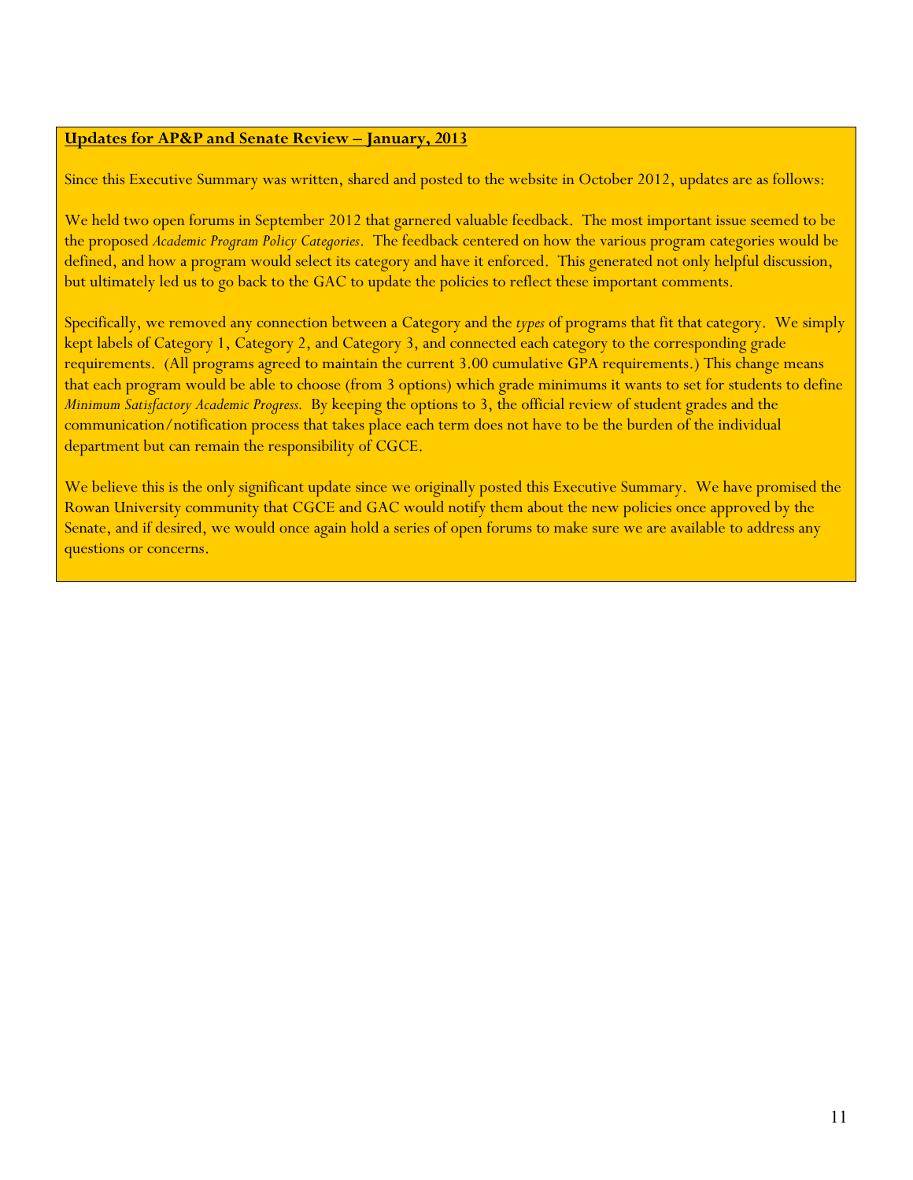**Updates for AP&P and Senate Review – January, 2013**

Since this Executive Summary was written, shared and posted to the website in October 2012, updates are as follows:

We held two open forums in September 2012 that garnered valuable feedback. The most important issue seemed to be the proposed *Academic Program Policy Categories*. The feedback centered on how the various program categories would be defined, and how a program would select its category and have it enforced. This generated not only helpful discussion, but ultimately led us to go back to the GAC to update the policies to reflect these important comments.

Specifically, we removed any connection between a Category and the *types* of programs that fit that category. We simply kept labels of Category 1, Category 2, and Category 3, and connected each category to the corresponding grade requirements. (All programs agreed to maintain the current 3.00 cumulative GPA requirements.) This change means that each program would be able to choose (from 3 options) which grade minimums it wants to set for students to define *Minimum Satisfactory Academic Progress.* By keeping the options to 3, the official review of student grades and the communication/notification process that takes place each term does not have to be the burden of the individual department but can remain the responsibility of CGCE.

We believe this is the only significant update since we originally posted this Executive Summary. We have promised the Rowan University community that CGCE and GAC would notify them about the new policies once approved by the Senate, and if desired, we would once again hold a series of open forums to make sure we are available to address any questions or concerns.